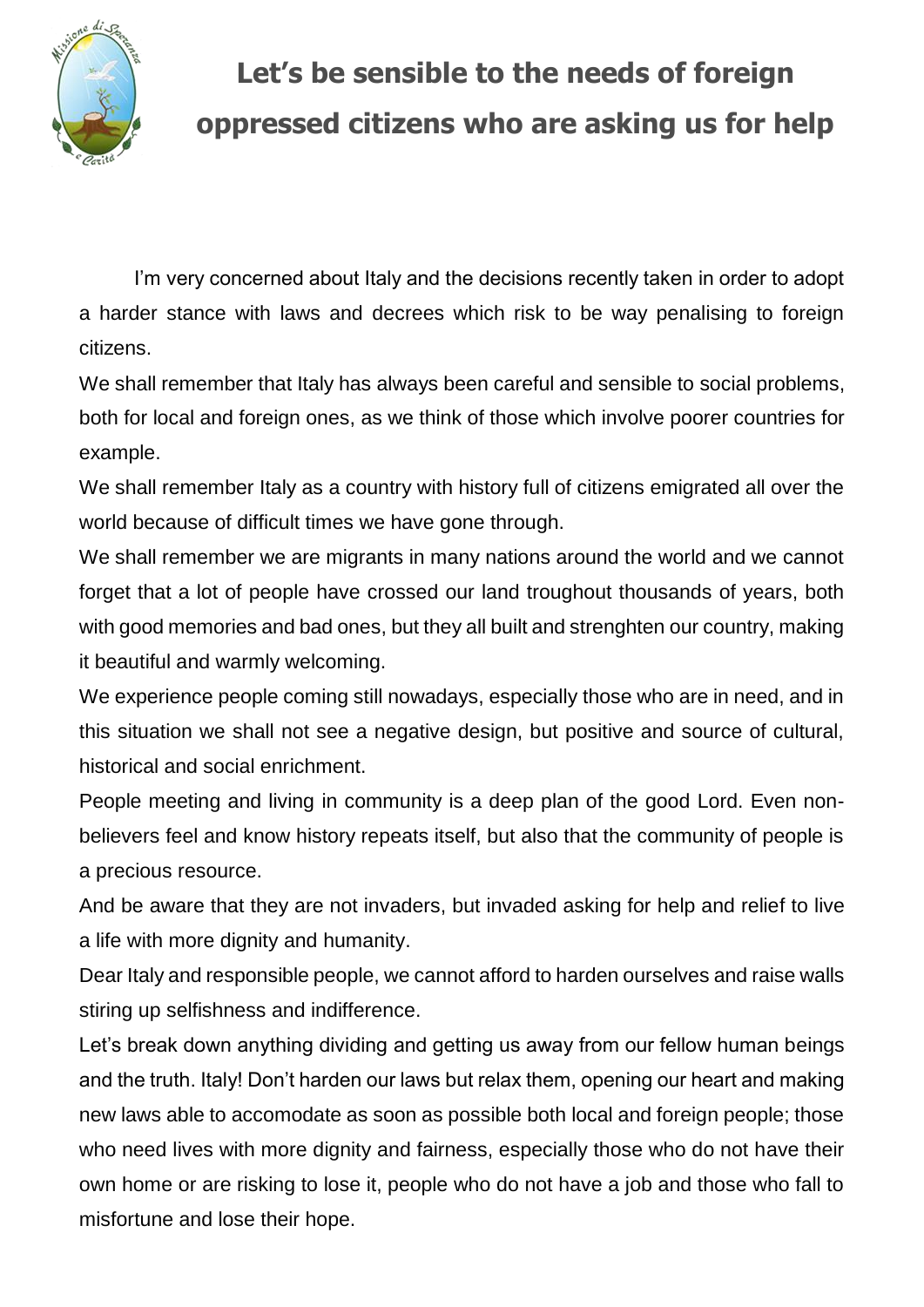# Let's be sensible to the needs of foreign oppressed citizens who are asking us for help

I'm very concerned about Italy and the decisions recently taken in order to adopt a harder stance with laws and decrees which risk to be way penalising to foreign citizens.

We shall remember that Italy has always been careful and sensible to social problems, both for local and foreign ones, as we think of those which involve poorer countries for example.

We shall remember Italy as a country with history full of citizens emigrated all over the world because of difficult times we have gone through.

We shall remember we are migrants in many nations around the world and we cannot forget that a lot of people have crossed our land troughout thousands of years, both with good memories and bad ones, but they all built and strenghten our country, making it beautiful and warmly welcoming.

We experience people coming still nowadays, especially those who are in need, and in this situation we shall not see a negative design, but positive and source of cultural, historical and social enrichment.

People meeting and living in community is a deep plan of the good Lord. Even non-believers feel and know history repeats itself, but also that the community of people is a precious resource.

And be aware that they are not invaders, but invaded asking for help and relief to live a life with more dignity and humanity.

Dear Italy and responsible people, we cannot afford to harden ourselves and raise walls stiring up selfishness and indifference.

Let's break down anything dividing and getting us away from our fellow human beings and the truth. Italy! Don't harden our laws but relax them, opening our heart and making new laws able to accomodate as soon as possible both local and foreign people; those who need lives with more dignity and fairness, especially those who do not have their own home or are risking to lose it, people who do not have a job and those who fall to misfortune and lose their hope.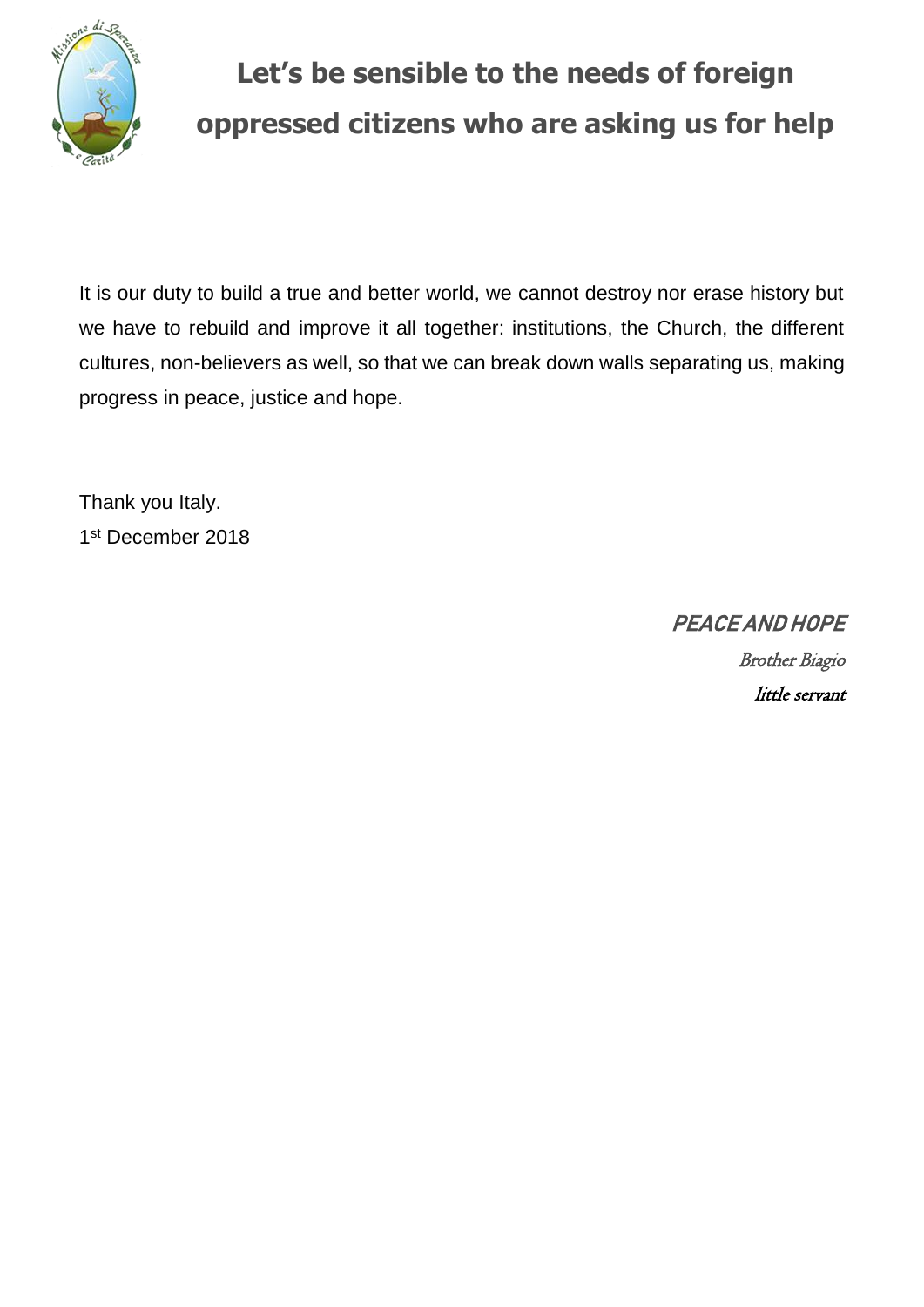# Let's be sensible to the needs of foreign oppressed citizens who are asking us for help

It is our duty to build a true and better world, we cannot destroy nor erase history but we have to rebuild and improve it all together: institutions, the Church, the different cultures, non-believers as well, so that we can break down walls separating us, making progress in peace, justice and hope.

Thank you Italy.
1st December 2018

***PEACE AND HOPE***

*Brother Biagio*

*little servant*